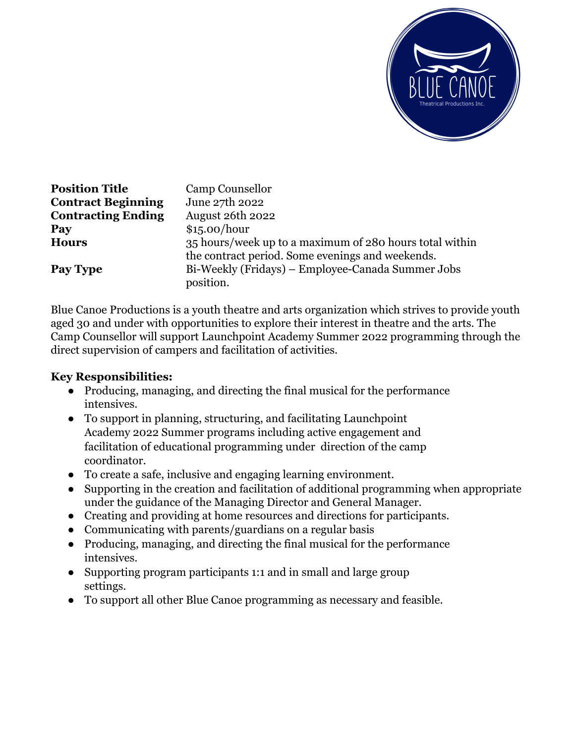| | |
|---|---|
| **Position Title** | Camp Counsellor |
| **Contract Beginning** | June 27th 2022 |
| **Contracting Ending** | August 26th 2022 |
| **Pay** | $15.00/hour |
| **Hours** | 35 hours/week up to a maximum of 280 hours total within the contract period. Some evenings and weekends. |
| **Pay Type** | Bi-Weekly (Fridays) – Employee-Canada Summer Jobs position. |

Blue Canoe Productions is a youth theatre and arts organization which strives to provide youth aged 30 and under with opportunities to explore their interest in theatre and the arts. The Camp Counsellor will support Launchpoint Academy Summer 2022 programming through the direct supervision of campers and facilitation of activities.

**Key Responsibilities:**

- Producing, managing, and directing the final musical for the performance intensives.
- To support in planning, structuring, and facilitating Launchpoint Academy 2022 Summer programs including active engagement and facilitation of educational programming under direction of the camp coordinator.
- To create a safe, inclusive and engaging learning environment.
- Supporting in the creation and facilitation of additional programming when appropriate under the guidance of the Managing Director and General Manager.
- Creating and providing at home resources and directions for participants.
- Communicating with parents/guardians on a regular basis
- Producing, managing, and directing the final musical for the performance intensives.
- Supporting program participants 1:1 and in small and large group settings.
- To support all other Blue Canoe programming as necessary and feasible.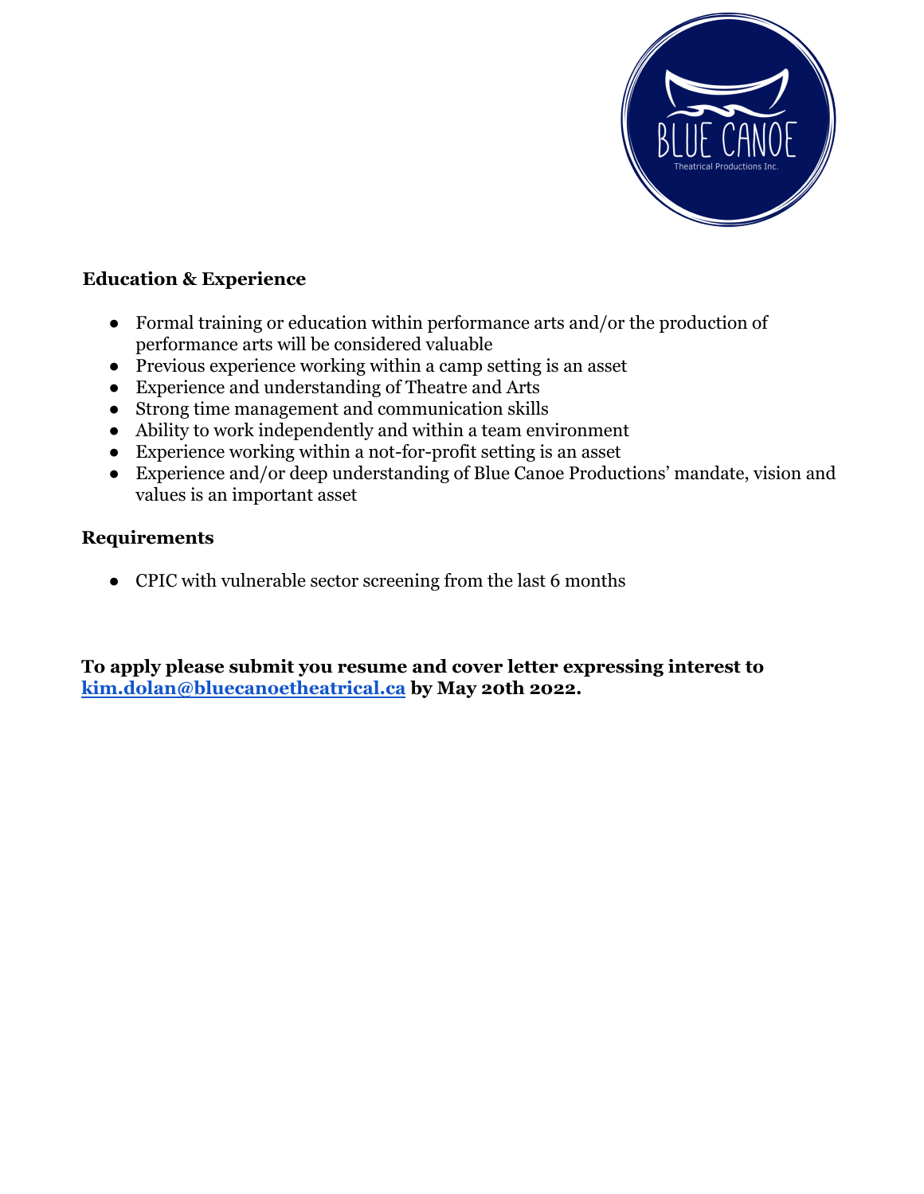### Education & Experience

- Formal training or education within performance arts and/or the production of performance arts will be considered valuable
- Previous experience working within a camp setting is an asset
- Experience and understanding of Theatre and Arts
- Strong time management and communication skills
- Ability to work independently and within a team environment
- Experience working within a not-for-profit setting is an asset
- Experience and/or deep understanding of Blue Canoe Productions' mandate, vision and values is an important asset

### Requirements

- CPIC with vulnerable sector screening from the last 6 months

**To apply please submit you resume and cover letter expressing interest to [kim.dolan@bluecanoetheatrical.ca](mailto:kim.dolan@bluecanoetheatrical.ca) by May 20th 2022.**